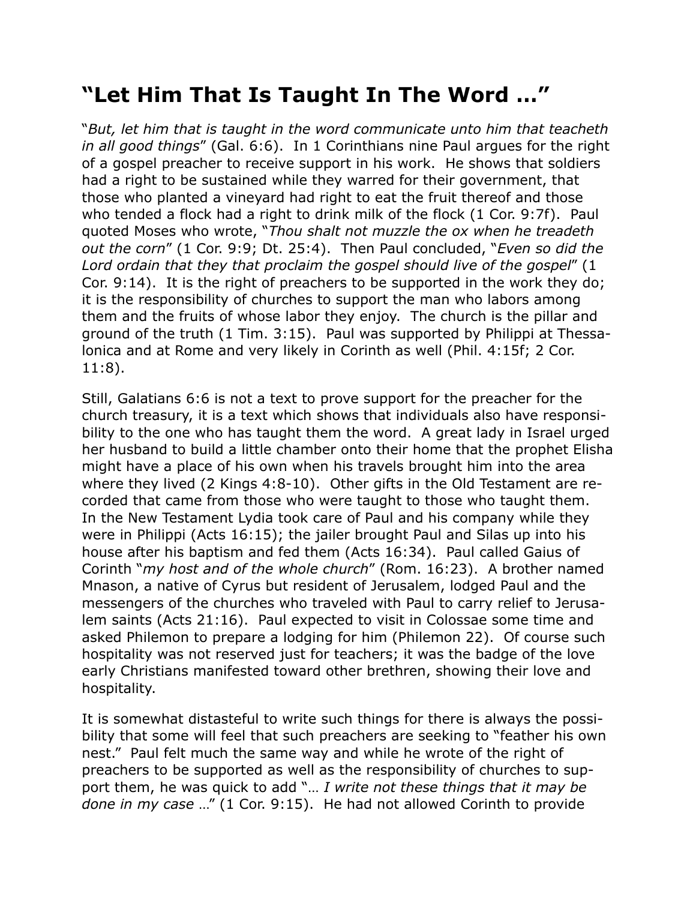# "Let Him That Is Taught In The Word …"

"*But, let him that is taught in the word communicate unto him that teacheth in all good things*" (Gal. 6:6). In 1 Corinthians nine Paul argues for the right of a gospel preacher to receive support in his work. He shows that soldiers had a right to be sustained while they warred for their government, that those who planted a vineyard had right to eat the fruit thereof and those who tended a flock had a right to drink milk of the flock (1 Cor. 9:7f). Paul quoted Moses who wrote, "*Thou shalt not muzzle the ox when he treadeth out the corn*" (1 Cor. 9:9; Dt. 25:4). Then Paul concluded, "*Even so did the Lord ordain that they that proclaim the gospel should live of the gospel*" (1 Cor. 9:14). It is the right of preachers to be supported in the work they do; it is the responsibility of churches to support the man who labors among them and the fruits of whose labor they enjoy. The church is the pillar and ground of the truth (1 Tim. 3:15). Paul was supported by Philippi at Thessalonica and at Rome and very likely in Corinth as well (Phil. 4:15f; 2 Cor. 11:8).

Still, Galatians 6:6 is not a text to prove support for the preacher for the church treasury, it is a text which shows that individuals also have responsibility to the one who has taught them the word. A great lady in Israel urged her husband to build a little chamber onto their home that the prophet Elisha might have a place of his own when his travels brought him into the area where they lived (2 Kings 4:8-10). Other gifts in the Old Testament are recorded that came from those who were taught to those who taught them. In the New Testament Lydia took care of Paul and his company while they were in Philippi (Acts 16:15); the jailer brought Paul and Silas up into his house after his baptism and fed them (Acts 16:34). Paul called Gaius of Corinth "*my host and of the whole church*" (Rom. 16:23). A brother named Mnason, a native of Cyrus but resident of Jerusalem, lodged Paul and the messengers of the churches who traveled with Paul to carry relief to Jerusalem saints (Acts 21:16). Paul expected to visit in Colossae some time and asked Philemon to prepare a lodging for him (Philemon 22). Of course such hospitality was not reserved just for teachers; it was the badge of the love early Christians manifested toward other brethren, showing their love and hospitality.

It is somewhat distasteful to write such things for there is always the possibility that some will feel that such preachers are seeking to "feather his own nest." Paul felt much the same way and while he wrote of the right of preachers to be supported as well as the responsibility of churches to support them, he was quick to add "… *I write not these things that it may be done in my case* …" (1 Cor. 9:15). He had not allowed Corinth to provide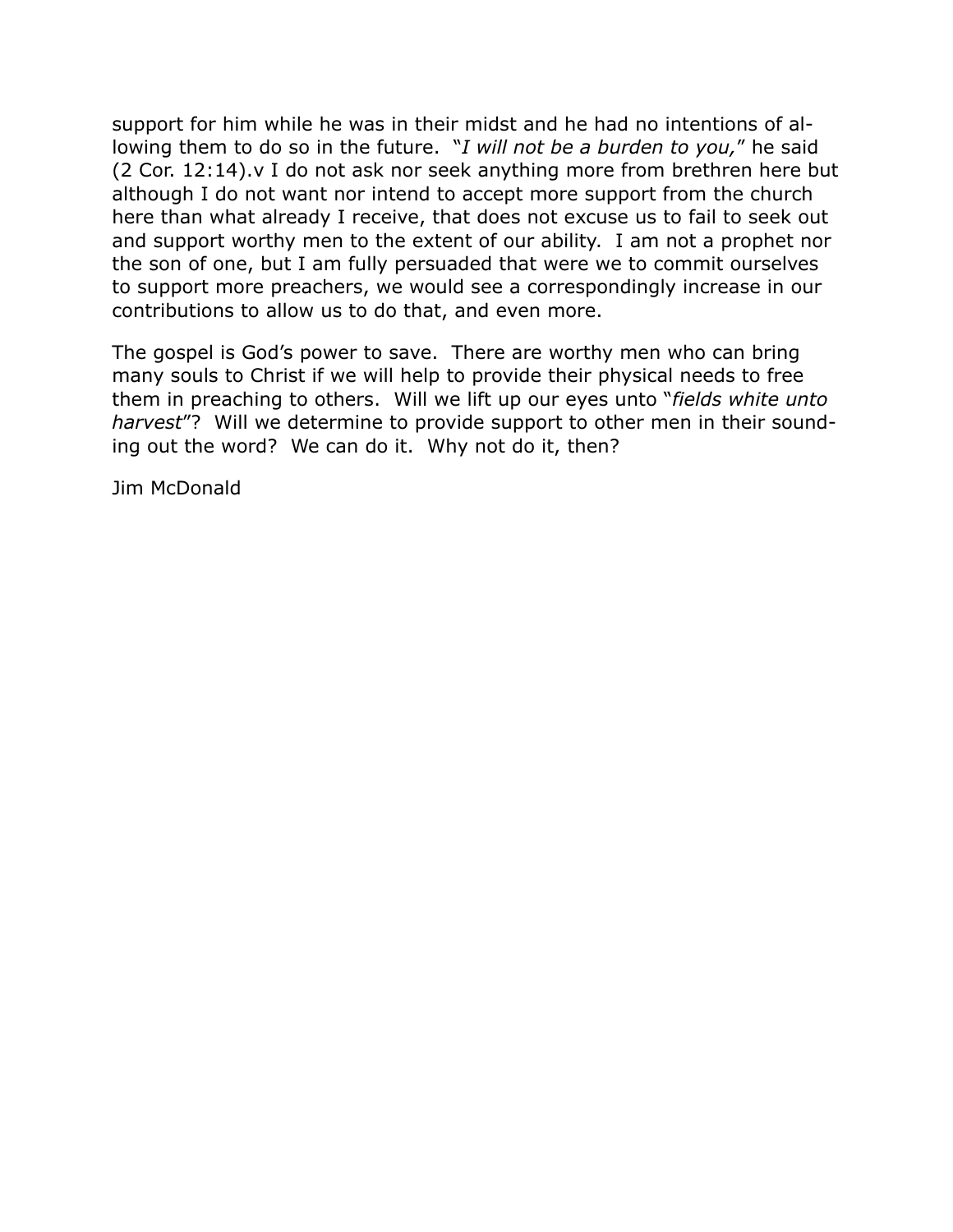support for him while he was in their midst and he had no intentions of allowing them to do so in the future. "*I will not be a burden to you,*" he said (2 Cor. 12:14).v I do not ask nor seek anything more from brethren here but although I do not want nor intend to accept more support from the church here than what already I receive, that does not excuse us to fail to seek out and support worthy men to the extent of our ability. I am not a prophet nor the son of one, but I am fully persuaded that were we to commit ourselves to support more preachers, we would see a correspondingly increase in our contributions to allow us to do that, and even more.

The gospel is God's power to save. There are worthy men who can bring many souls to Christ if we will help to provide their physical needs to free them in preaching to others. Will we lift up our eyes unto "*fields white unto harvest*"? Will we determine to provide support to other men in their sounding out the word? We can do it. Why not do it, then?

Jim McDonald